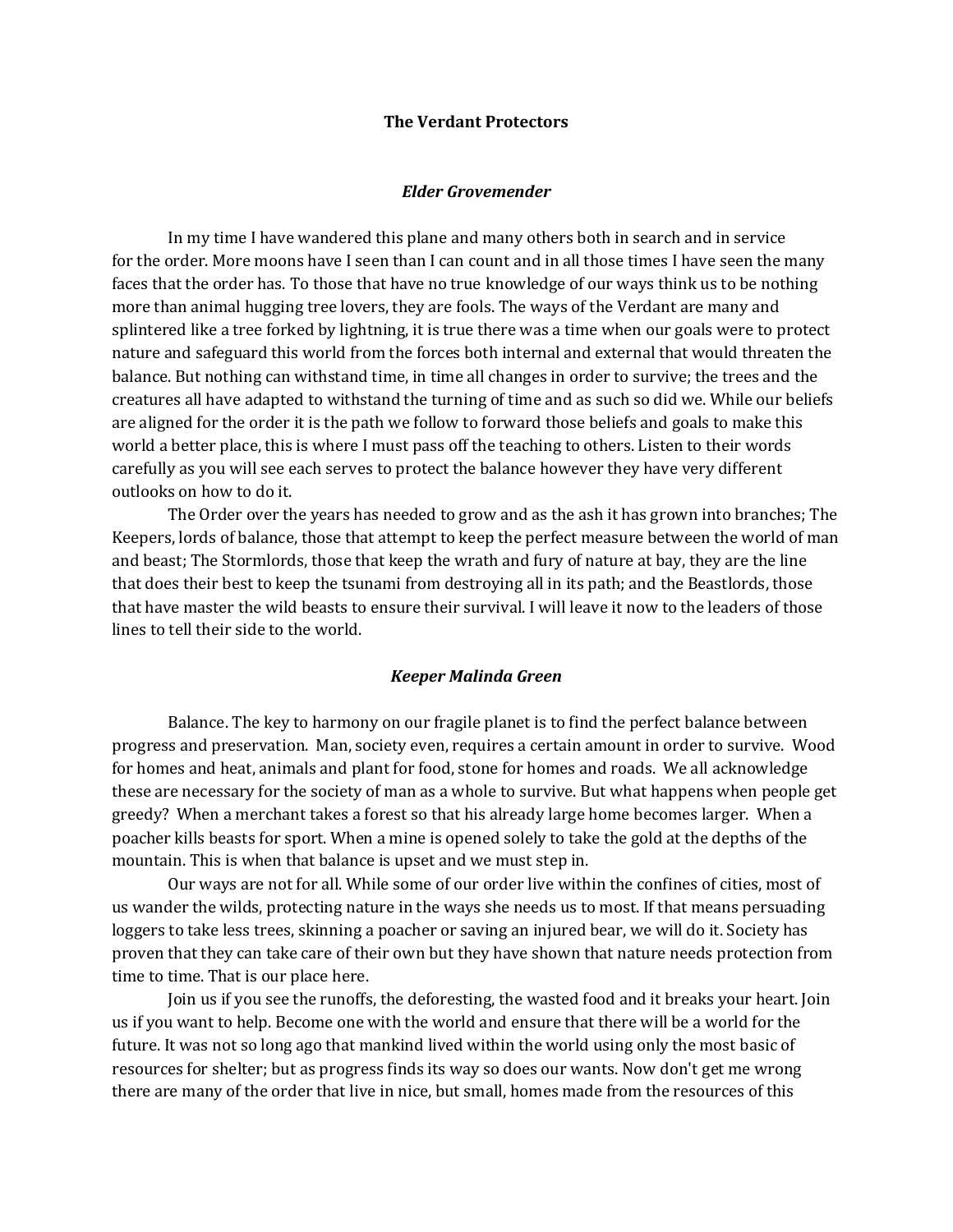# The Verdant Protectors

### *Elder Grovemender*

In my time I have wandered this plane and many others both in search and in service for the order. More moons have I seen than I can count and in all those times I have seen the many faces that the order has. To those that have no true knowledge of our ways think us to be nothing more than animal hugging tree lovers, they are fools. The ways of the Verdant are many and splintered like a tree forked by lightning, it is true there was a time when our goals were to protect nature and safeguard this world from the forces both internal and external that would threaten the balance. But nothing can withstand time, in time all changes in order to survive; the trees and the creatures all have adapted to withstand the turning of time and as such so did we. While our beliefs are aligned for the order it is the path we follow to forward those beliefs and goals to make this world a better place, this is where I must pass off the teaching to others. Listen to their words carefully as you will see each serves to protect the balance however they have very different outlooks on how to do it.

The Order over the years has needed to grow and as the ash it has grown into branches; The Keepers, lords of balance, those that attempt to keep the perfect measure between the world of man and beast; The Stormlords, those that keep the wrath and fury of nature at bay, they are the line that does their best to keep the tsunami from destroying all in its path; and the Beastlords, those that have master the wild beasts to ensure their survival. I will leave it now to the leaders of those lines to tell their side to the world.

### *Keeper Malinda Green*

Balance. The key to harmony on our fragile planet is to find the perfect balance between progress and preservation. Man, society even, requires a certain amount in order to survive. Wood for homes and heat, animals and plant for food, stone for homes and roads. We all acknowledge these are necessary for the society of man as a whole to survive. But what happens when people get greedy? When a merchant takes a forest so that his already large home becomes larger. When a poacher kills beasts for sport. When a mine is opened solely to take the gold at the depths of the mountain. This is when that balance is upset and we must step in.

Our ways are not for all. While some of our order live within the confines of cities, most of us wander the wilds, protecting nature in the ways she needs us to most. If that means persuading loggers to take less trees, skinning a poacher or saving an injured bear, we will do it. Society has proven that they can take care of their own but they have shown that nature needs protection from time to time. That is our place here.

Join us if you see the runoffs, the deforesting, the wasted food and it breaks your heart. Join us if you want to help. Become one with the world and ensure that there will be a world for the future. It was not so long ago that mankind lived within the world using only the most basic of resources for shelter; but as progress finds its way so does our wants. Now don't get me wrong there are many of the order that live in nice, but small, homes made from the resources of this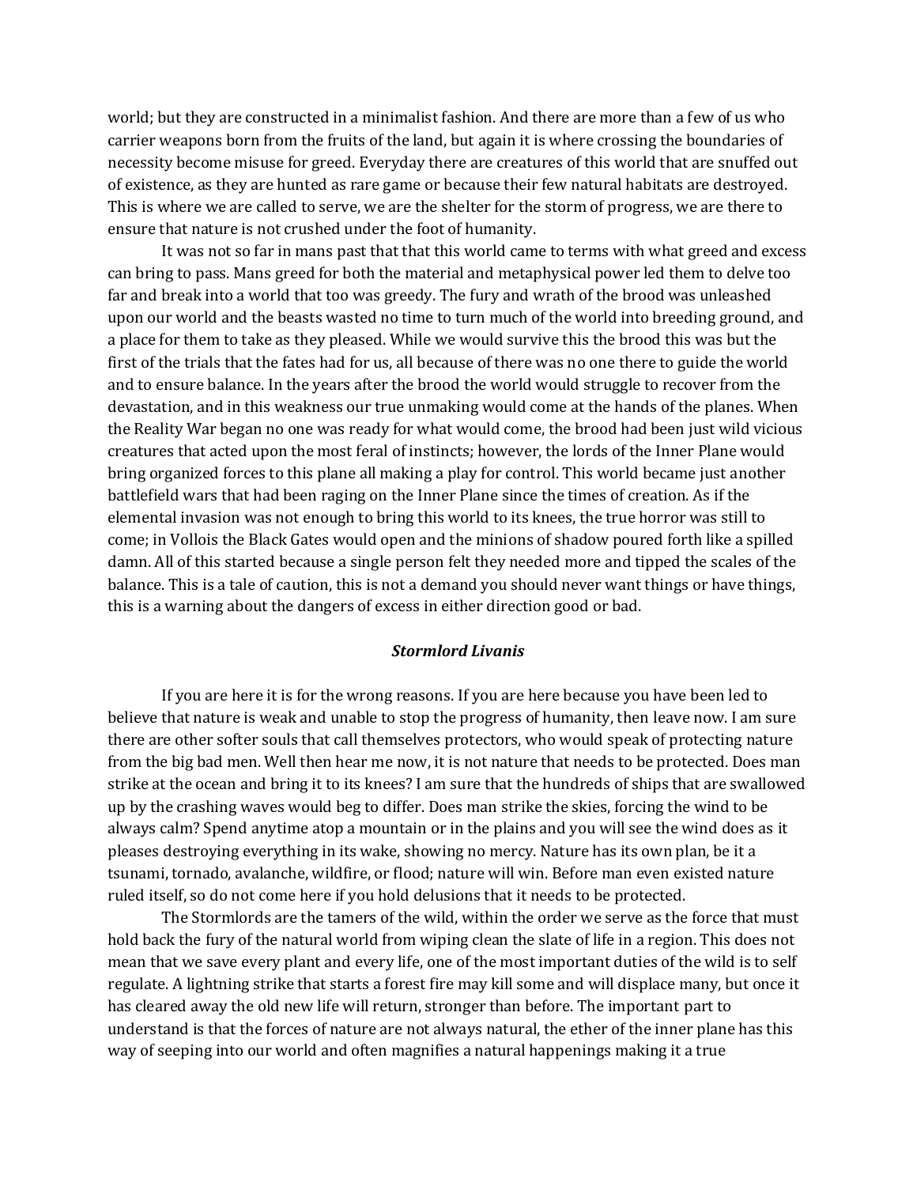world; but they are constructed in a minimalist fashion. And there are more than a few of us who carrier weapons born from the fruits of the land, but again it is where crossing the boundaries of necessity become misuse for greed. Everyday there are creatures of this world that are snuffed out of existence, as they are hunted as rare game or because their few natural habitats are destroyed. This is where we are called to serve, we are the shelter for the storm of progress, we are there to ensure that nature is not crushed under the foot of humanity.

It was not so far in mans past that that this world came to terms with what greed and excess can bring to pass. Mans greed for both the material and metaphysical power led them to delve too far and break into a world that too was greedy. The fury and wrath of the brood was unleashed upon our world and the beasts wasted no time to turn much of the world into breeding ground, and a place for them to take as they pleased. While we would survive this the brood this was but the first of the trials that the fates had for us, all because of there was no one there to guide the world and to ensure balance. In the years after the brood the world would struggle to recover from the devastation, and in this weakness our true unmaking would come at the hands of the planes. When the Reality War began no one was ready for what would come, the brood had been just wild vicious creatures that acted upon the most feral of instincts; however, the lords of the Inner Plane would bring organized forces to this plane all making a play for control. This world became just another battlefield wars that had been raging on the Inner Plane since the times of creation. As if the elemental invasion was not enough to bring this world to its knees, the true horror was still to come; in Vollois the Black Gates would open and the minions of shadow poured forth like a spilled damn. All of this started because a single person felt they needed more and tipped the scales of the balance. This is a tale of caution, this is not a demand you should never want things or have things, this is a warning about the dangers of excess in either direction good or bad.

### ***Stormlord Livanis***

If you are here it is for the wrong reasons. If you are here because you have been led to believe that nature is weak and unable to stop the progress of humanity, then leave now. I am sure there are other softer souls that call themselves protectors, who would speak of protecting nature from the big bad men. Well then hear me now, it is not nature that needs to be protected. Does man strike at the ocean and bring it to its knees? I am sure that the hundreds of ships that are swallowed up by the crashing waves would beg to differ. Does man strike the skies, forcing the wind to be always calm? Spend anytime atop a mountain or in the plains and you will see the wind does as it pleases destroying everything in its wake, showing no mercy. Nature has its own plan, be it a tsunami, tornado, avalanche, wildfire, or flood; nature will win. Before man even existed nature ruled itself, so do not come here if you hold delusions that it needs to be protected.

The Stormlords are the tamers of the wild, within the order we serve as the force that must hold back the fury of the natural world from wiping clean the slate of life in a region. This does not mean that we save every plant and every life, one of the most important duties of the wild is to self regulate. A lightning strike that starts a forest fire may kill some and will displace many, but once it has cleared away the old new life will return, stronger than before. The important part to understand is that the forces of nature are not always natural, the ether of the inner plane has this way of seeping into our world and often magnifies a natural happenings making it a true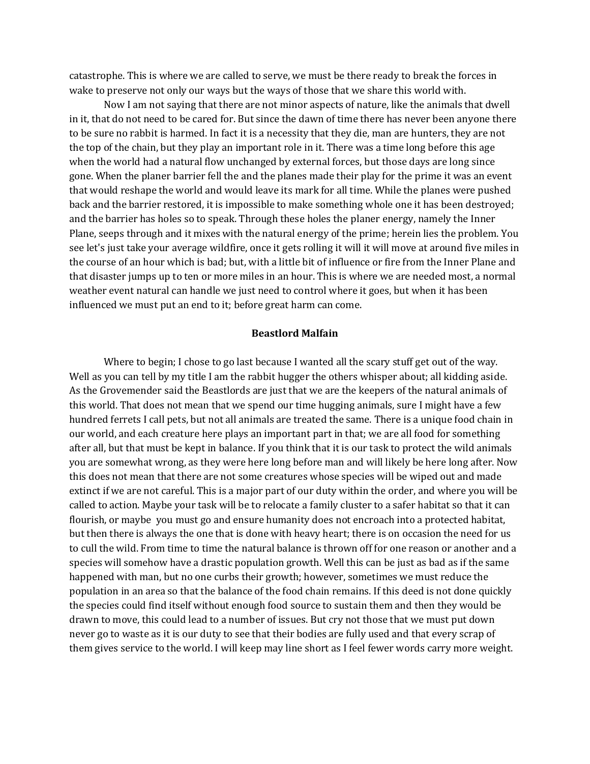catastrophe. This is where we are called to serve, we must be there ready to break the forces in wake to preserve not only our ways but the ways of those that we share this world with.

Now I am not saying that there are not minor aspects of nature, like the animals that dwell in it, that do not need to be cared for. But since the dawn of time there has never been anyone there to be sure no rabbit is harmed. In fact it is a necessity that they die, man are hunters, they are not the top of the chain, but they play an important role in it. There was a time long before this age when the world had a natural flow unchanged by external forces, but those days are long since gone. When the planer barrier fell the and the planes made their play for the prime it was an event that would reshape the world and would leave its mark for all time. While the planes were pushed back and the barrier restored, it is impossible to make something whole one it has been destroyed; and the barrier has holes so to speak. Through these holes the planer energy, namely the Inner Plane, seeps through and it mixes with the natural energy of the prime; herein lies the problem. You see let's just take your average wildfire, once it gets rolling it will it will move at around five miles in the course of an hour which is bad; but, with a little bit of influence or fire from the Inner Plane and that disaster jumps up to ten or more miles in an hour. This is where we are needed most, a normal weather event natural can handle we just need to control where it goes, but when it has been influenced we must put an end to it; before great harm can come.

**Beastlord Malfain**

Where to begin; I chose to go last because I wanted all the scary stuff get out of the way. Well as you can tell by my title I am the rabbit hugger the others whisper about; all kidding aside. As the Grovemender said the Beastlords are just that we are the keepers of the natural animals of this world. That does not mean that we spend our time hugging animals, sure I might have a few hundred ferrets I call pets, but not all animals are treated the same. There is a unique food chain in our world, and each creature here plays an important part in that; we are all food for something after all, but that must be kept in balance. If you think that it is our task to protect the wild animals you are somewhat wrong, as they were here long before man and will likely be here long after. Now this does not mean that there are not some creatures whose species will be wiped out and made extinct if we are not careful. This is a major part of our duty within the order, and where you will be called to action. Maybe your task will be to relocate a family cluster to a safer habitat so that it can flourish, or maybe you must go and ensure humanity does not encroach into a protected habitat, but then there is always the one that is done with heavy heart; there is on occasion the need for us to cull the wild. From time to time the natural balance is thrown off for one reason or another and a species will somehow have a drastic population growth. Well this can be just as bad as if the same happened with man, but no one curbs their growth; however, sometimes we must reduce the population in an area so that the balance of the food chain remains. If this deed is not done quickly the species could find itself without enough food source to sustain them and then they would be drawn to move, this could lead to a number of issues. But cry not those that we must put down never go to waste as it is our duty to see that their bodies are fully used and that every scrap of them gives service to the world. I will keep may line short as I feel fewer words carry more weight.